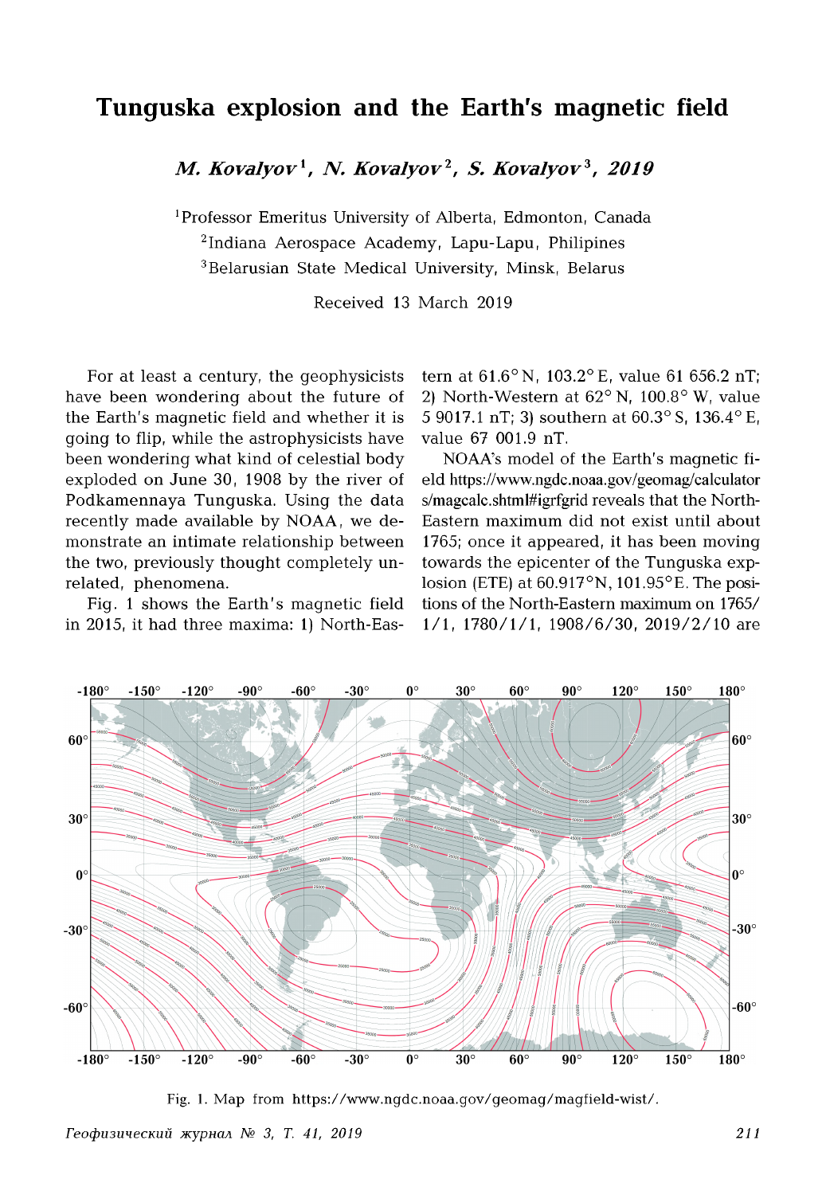# Tunguska explosion and the Earth's magnetic field

***M. Kovalyov*[1], *N. Kovalyov*[2], *S. Kovalyov*[3], *2019***

[1]Professor Emeritus University of Alberta, Edmonton, Canada
[2]Indiana Aerospace Academy, Lapu-Lapu, Philipines
[3]Belarusian State Medical University, Minsk, Belarus

Received 13 March 2019

For at least a century, the geophysicists have been wondering about the future of the Earth's magnetic field and whether it is going to flip, while the astrophysicists have been wondering what kind of celestial body exploded on June 30, 1908 by the river of Podkamennaya Tunguska. Using the data recently made available by NOAA, we demonstrate an intimate relationship between the two, previously thought completely unrelated, phenomena.

Fig. 1 shows the Earth's magnetic field in 2015, it had three maxima: 1) North-Eastern at 61.6° N, 103.2° E, value 61 656.2 nT; 2) North-Western at 62° N, 100.8° W, value 5 9017.1 nT; 3) southern at 60.3° S, 136.4° E, value 67 001.9 nT.

NOAA's model of the Earth's magnetic field https://www.ngdc.noaa.gov/geomag/calculators/magcalc.shtml#igrfgrid reveals that the North-Eastern maximum did not exist until about 1765; once it appeared, it has been moving towards the epicenter of the Tunguska explosion (ETE) at 60.917°N, 101.95°E. The positions of the North-Eastern maximum on 1765/1/1, 1780/1/1, 1908/6/30, 2019/2/10 are

Fig. 1. Map from https://www.ngdc.noaa.gov/geomag/magfield-wist/.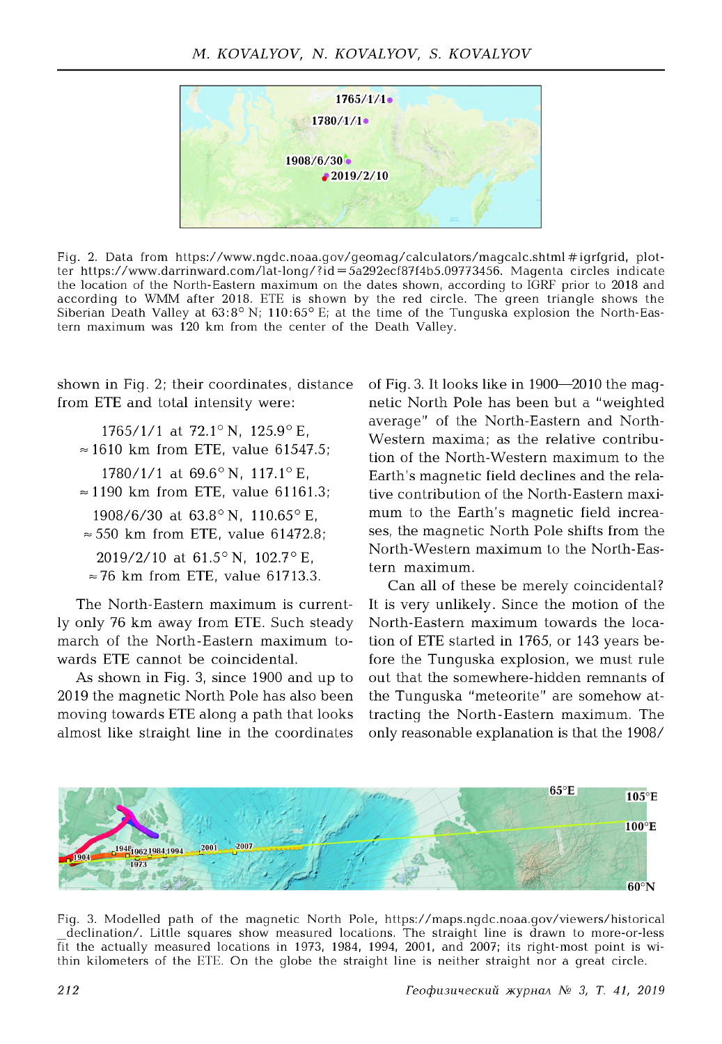Fig. 2. Data from https://www.ngdc.noaa.gov/geomag/calculators/magcalc.shtml#igrfgrid, plotter https://www.darrinward.com/lat-long/?id=5a292ecf87f4b5.09773456. Magenta circles indicate the location of the North-Eastern maximum on the dates shown, according to IGRF prior to 2018 and according to WMM after 2018. ETE is shown by the red circle. The green triangle shows the Siberian Death Valley at 63:8° N; 110:65° E; at the time of the Tunguska explosion the North-Eastern maximum was 120 km from the center of the Death Valley.

shown in Fig. 2; their coordinates, distance from ETE and total intensity were:

1765/1/1 at 72.1° N, 125.9° E, ≈ 1610 km from ETE, value 61547.5;

1780/1/1 at 69.6° N, 117.1° E, ≈ 1190 km from ETE, value 61161.3;

1908/6/30 at 63.8° N, 110.65° E, ≈ 550 km from ETE, value 61472.8;

2019/2/10 at 61.5° N, 102.7° E, ≈ 76 km from ETE, value 61713.3.

The North-Eastern maximum is currently only 76 km away from ETE. Such steady march of the North-Eastern maximum towards ETE cannot be coincidental.

As shown in Fig. 3, since 1900 and up to 2019 the magnetic North Pole has also been moving towards ETE along a path that looks almost like straight line in the coordinates of Fig. 3. It looks like in 1900—2010 the magnetic North Pole has been but a "weighted average" of the North-Eastern and North-Western maxima; as the relative contribution of the North-Western maximum to the Earth's magnetic field declines and the relative contribution of the North-Eastern maximum to the Earth's magnetic field increases, the magnetic North Pole shifts from the North-Western maximum to the North-Eastern maximum.

Can all of these be merely coincidental? It is very unlikely. Since the motion of the North-Eastern maximum towards the location of ETE started in 1765, or 143 years before the Tunguska explosion, we must rule out that the somewhere-hidden remnants of the Tunguska "meteorite" are somehow attracting the North-Eastern maximum. The only reasonable explanation is that the 1908/

Fig. 3. Modelled path of the magnetic North Pole, https://maps.ngdc.noaa.gov/viewers/historical_declination/. Little squares show measured locations. The straight line is drawn to more-or-less fit the actually measured locations in 1973, 1984, 1994, 2001, and 2007; its right-most point is within kilometers of the ETE. On the globe the straight line is neither straight nor a great circle.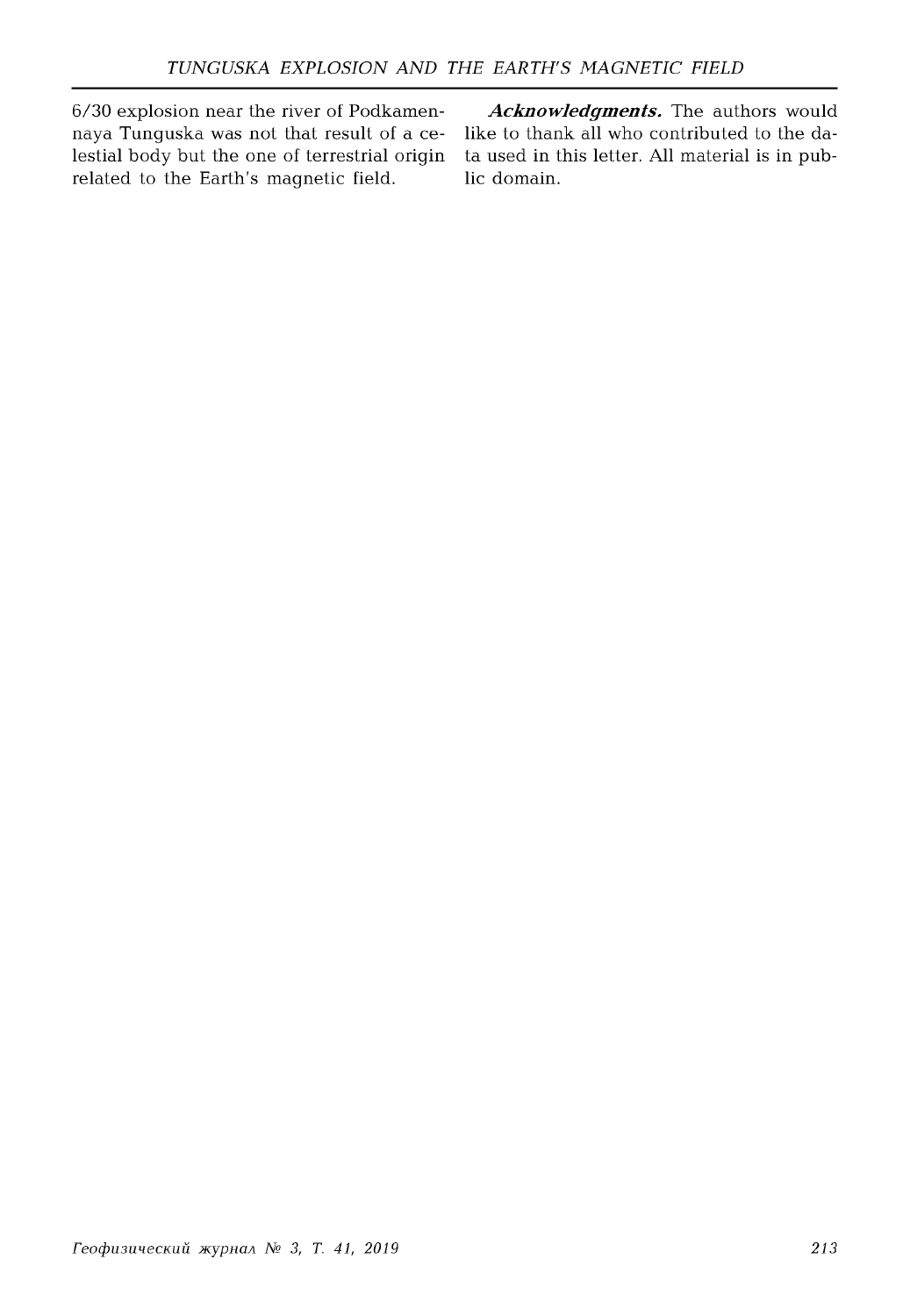6/30 explosion near the river of Podkamennaya Tunguska was not that result of a celestial body but the one of terrestrial origin related to the Earth's magnetic field.

***Acknowledgments.*** The authors would like to thank all who contributed to the data used in this letter. All material is in public domain.